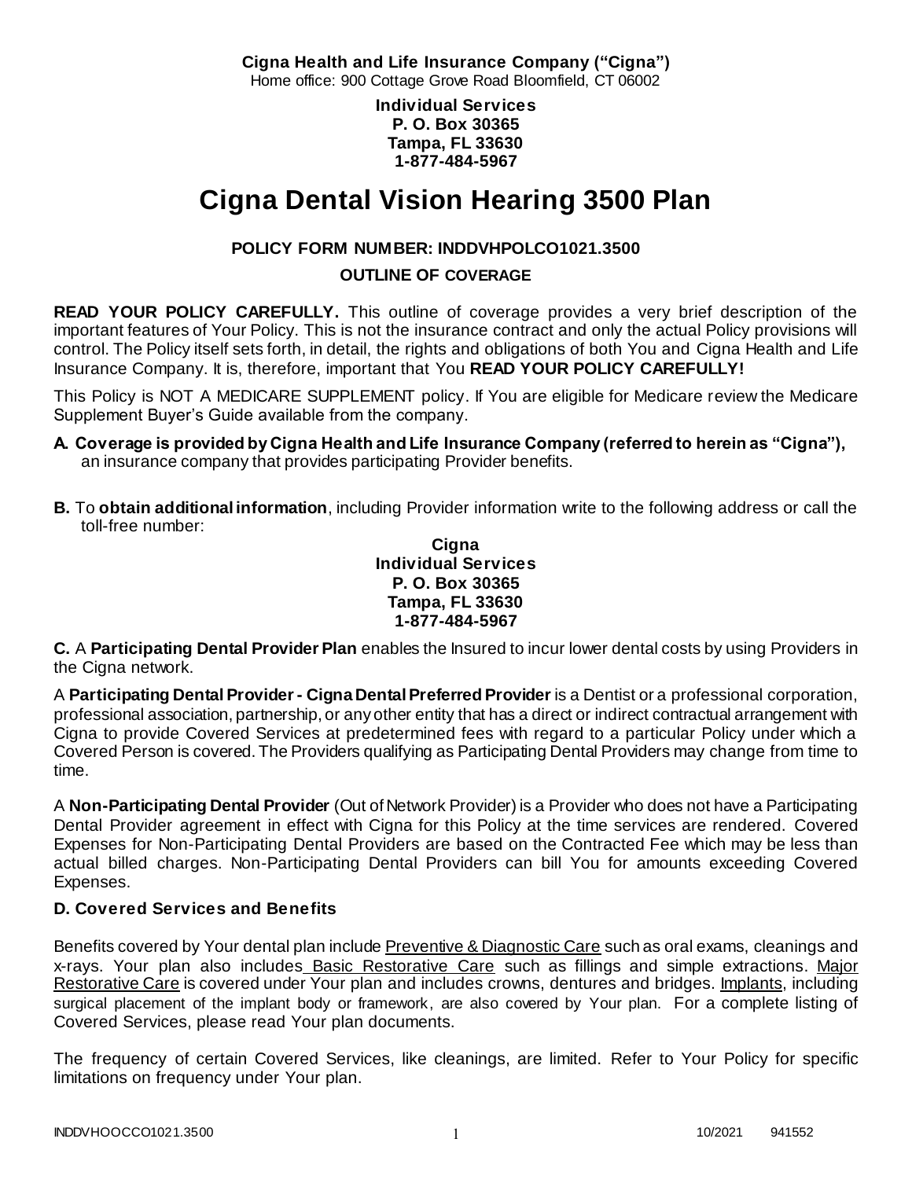**Cigna Health and Life Insurance Company ("Cigna")**
Home office: 900 Cottage Grove Road Bloomfield, CT 06002

**Individual Services**
**P. O. Box 30365**
**Tampa, FL 33630**
**1-877-484-5967**

# Cigna Dental Vision Hearing 3500 Plan

**POLICY FORM NUMBER: INDDVHPOLCO1021.3500**

**OUTLINE OF COVERAGE**

**READ YOUR POLICY CAREFULLY.** This outline of coverage provides a very brief description of the important features of Your Policy. This is not the insurance contract and only the actual Policy provisions will control. The Policy itself sets forth, in detail, the rights and obligations of both You and Cigna Health and Life Insurance Company. It is, therefore, important that You **READ YOUR POLICY CAREFULLY!**

This Policy is NOT A MEDICARE SUPPLEMENT policy. If You are eligible for Medicare review the Medicare Supplement Buyer's Guide available from the company.

**A. Coverage is provided by Cigna Health and Life Insurance Company (referred to herein as "Cigna"),** an insurance company that provides participating Provider benefits.

**B.** To **obtain additional information**, including Provider information write to the following address or call the toll-free number:

**Cigna**
**Individual Services**
**P. O. Box 30365**
**Tampa, FL 33630**
**1-877-484-5967**

**C.** A **Participating Dental Provider Plan** enables the Insured to incur lower dental costs by using Providers in the Cigna network.

A **Participating Dental Provider - Cigna Dental Preferred Provider** is a Dentist or a professional corporation, professional association, partnership, or any other entity that has a direct or indirect contractual arrangement with Cigna to provide Covered Services at predetermined fees with regard to a particular Policy under which a Covered Person is covered. The Providers qualifying as Participating Dental Providers may change from time to time.

A **Non-Participating Dental Provider** (Out of Network Provider) is a Provider who does not have a Participating Dental Provider agreement in effect with Cigna for this Policy at the time services are rendered. Covered Expenses for Non-Participating Dental Providers are based on the Contracted Fee which may be less than actual billed charges. Non-Participating Dental Providers can bill You for amounts exceeding Covered Expenses.

### D. Covered Services and Benefits

Benefits covered by Your dental plan include Preventive & Diagnostic Care such as oral exams, cleanings and x-rays. Your plan also includes Basic Restorative Care such as fillings and simple extractions. Major Restorative Care is covered under Your plan and includes crowns, dentures and bridges. Implants, including surgical placement of the implant body or framework, are also covered by Your plan. For a complete listing of Covered Services, please read Your plan documents.

The frequency of certain Covered Services, like cleanings, are limited. Refer to Your Policy for specific limitations on frequency under Your plan.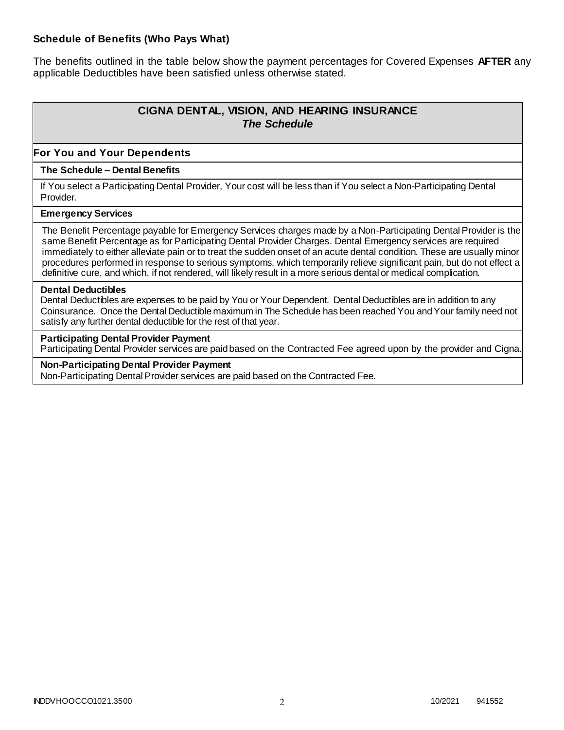### Schedule of Benefits (Who Pays What)

The benefits outlined in the table below show the payment percentages for Covered Expenses **AFTER** any applicable Deductibles have been satisfied unless otherwise stated.

| **CIGNA DENTAL, VISION, AND HEARING INSURANCE** <br> ***The Schedule*** |
|---|
| **For You and Your Dependents** |
| **The Schedule – Dental Benefits** |
| If You select a Participating Dental Provider, Your cost will be less than if You select a Non-Participating Dental Provider. |
| **Emergency Services** |
| The Benefit Percentage payable for Emergency Services charges made by a Non-Participating Dental Provider is the same Benefit Percentage as for Participating Dental Provider Charges. Dental Emergency services are required immediately to either alleviate pain or to treat the sudden onset of an acute dental condition. These are usually minor procedures performed in response to serious symptoms, which temporarily relieve significant pain, but do not effect a definitive cure, and which, if not rendered, will likely result in a more serious dental or medical complication. |
| **Dental Deductibles** <br> Dental Deductibles are expenses to be paid by You or Your Dependent. Dental Deductibles are in addition to any Coinsurance. Once the Dental Deductible maximum in The Schedule has been reached You and Your family need not satisfy any further dental deductible for the rest of that year. |
| **Participating Dental Provider Payment** <br> Participating Dental Provider services are paid based on the Contracted Fee agreed upon by the provider and Cigna. |
| **Non-Participating Dental Provider Payment** <br> Non-Participating Dental Provider services are paid based on the Contracted Fee. |

INDDVHOOCCO1021.3500 10/2021 941552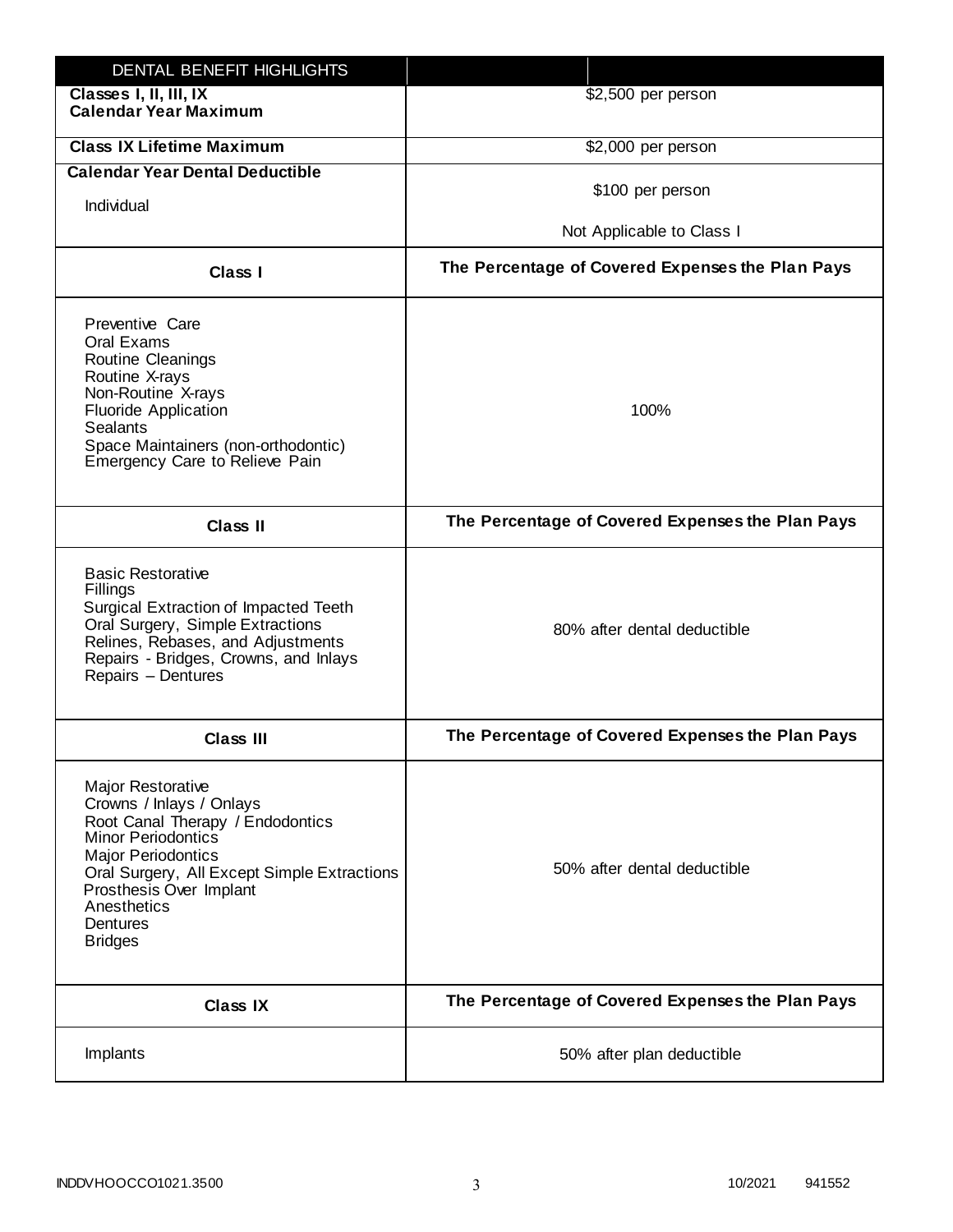| DENTAL BENEFIT HIGHLIGHTS | |
|---|---|
| **Classes I, II, III, IX Calendar Year Maximum** | $2,500 per person |
| **Class IX Lifetime Maximum** | $2,000 per person |
| **Calendar Year Dental Deductible**<br>Individual | $100 per person<br>Not Applicable to Class I |
| **Class I** | **The Percentage of Covered Expenses the Plan Pays** |
| Preventive Care<br>Oral Exams<br>Routine Cleanings<br>Routine X-rays<br>Non-Routine X-rays<br>Fluoride Application<br>Sealants<br>Space Maintainers (non-orthodontic)<br>Emergency Care to Relieve Pain | 100% |
| **Class II** | **The Percentage of Covered Expenses the Plan Pays** |
| Basic Restorative<br>Fillings<br>Surgical Extraction of Impacted Teeth<br>Oral Surgery, Simple Extractions<br>Relines, Rebases, and Adjustments<br>Repairs - Bridges, Crowns, and Inlays<br>Repairs – Dentures | 80% after dental deductible |
| **Class III** | **The Percentage of Covered Expenses the Plan Pays** |
| Major Restorative<br>Crowns / Inlays / Onlays<br>Root Canal Therapy / Endodontics<br>Minor Periodontics<br>Major Periodontics<br>Oral Surgery, All Except Simple Extractions<br>Prosthesis Over Implant<br>Anesthetics<br>Dentures<br>Bridges | 50% after dental deductible |
| **Class IX** | **The Percentage of Covered Expenses the Plan Pays** |
| Implants | 50% after plan deductible |

INDDVHOOCCO1021.3500 10/2021 941552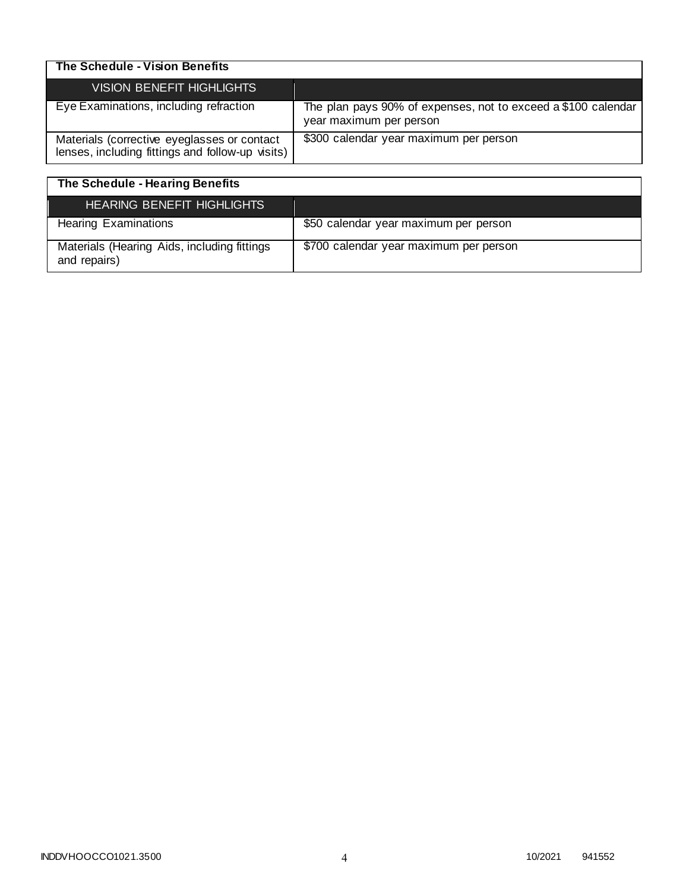| The Schedule - Vision Benefits | |
|---|---|
| **VISION BENEFIT HIGHLIGHTS** | |
| Eye Examinations, including refraction | The plan pays 90% of expenses, not to exceed a $100 calendar year maximum per person |
| Materials (corrective eyeglasses or contact lenses, including fittings and follow-up visits) | $300 calendar year maximum per person |

| The Schedule - Hearing Benefits | |
|---|---|
| **HEARING BENEFIT HIGHLIGHTS** | |
| Hearing Examinations | $50 calendar year maximum per person |
| Materials (Hearing Aids, including fittings and repairs) | $700 calendar year maximum per person |

INDDVHOOCCO1021.3500 10/2021 941552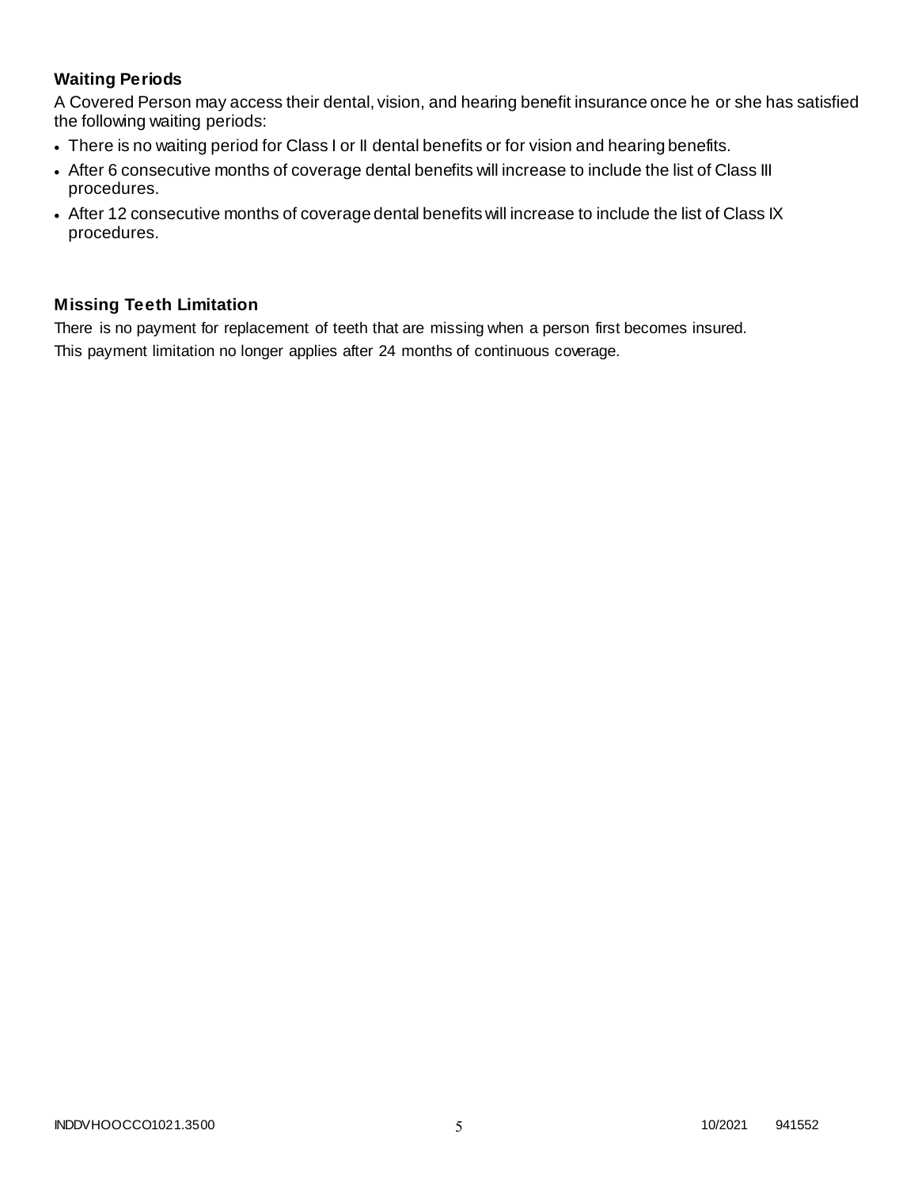### Waiting Periods

A Covered Person may access their dental, vision, and hearing benefit insurance once he or she has satisfied the following waiting periods:

- There is no waiting period for Class I or II dental benefits or for vision and hearing benefits.
- After 6 consecutive months of coverage dental benefits will increase to include the list of Class III procedures.
- After 12 consecutive months of coverage dental benefits will increase to include the list of Class IX procedures.

### Missing Teeth Limitation

There is no payment for replacement of teeth that are missing when a person first becomes insured.
This payment limitation no longer applies after 24 months of continuous coverage.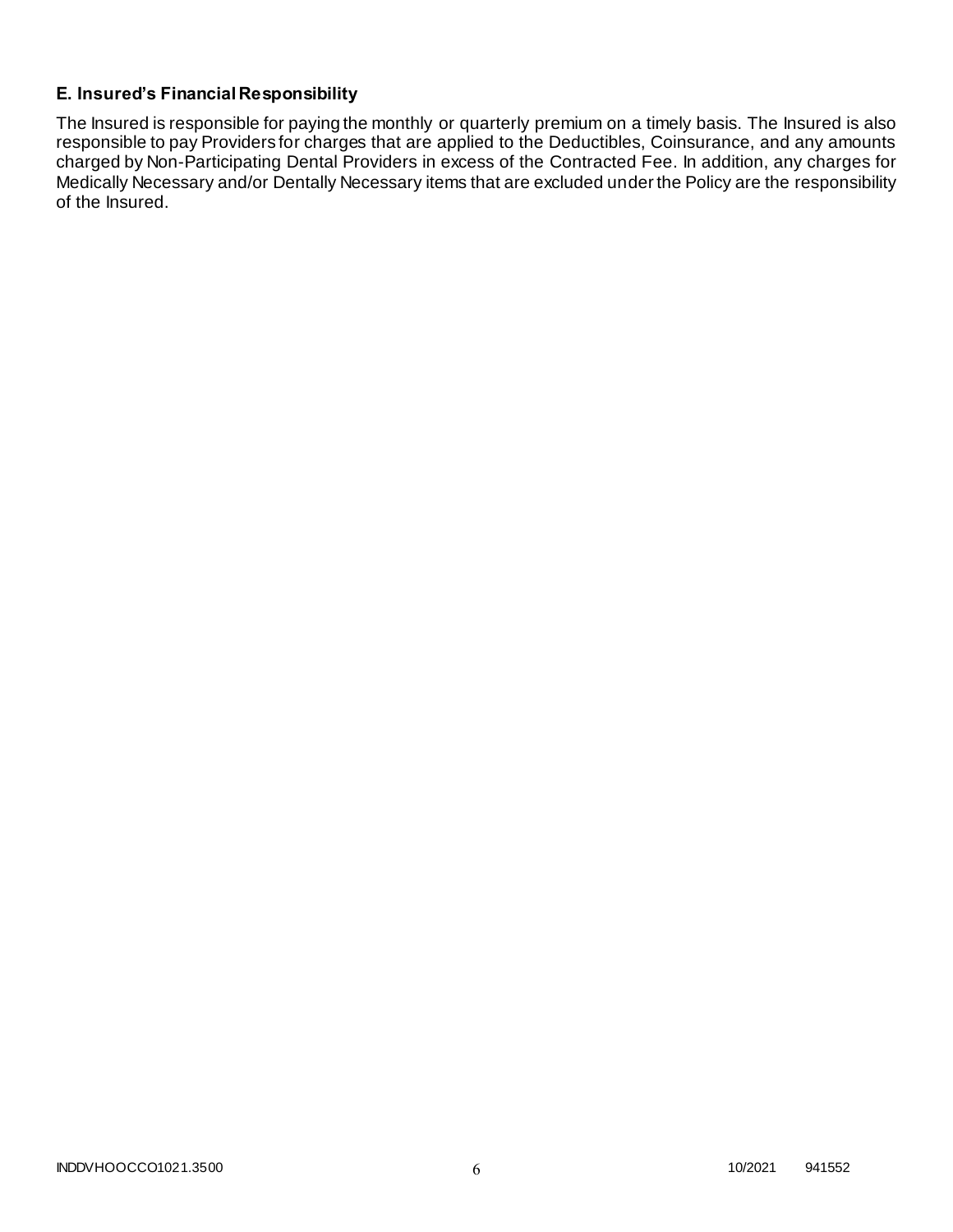### E. Insured's Financial Responsibility

The Insured is responsible for paying the monthly or quarterly premium on a timely basis. The Insured is also responsible to pay Providers for charges that are applied to the Deductibles, Coinsurance, and any amounts charged by Non-Participating Dental Providers in excess of the Contracted Fee. In addition, any charges for Medically Necessary and/or Dentally Necessary items that are excluded under the Policy are the responsibility of the Insured.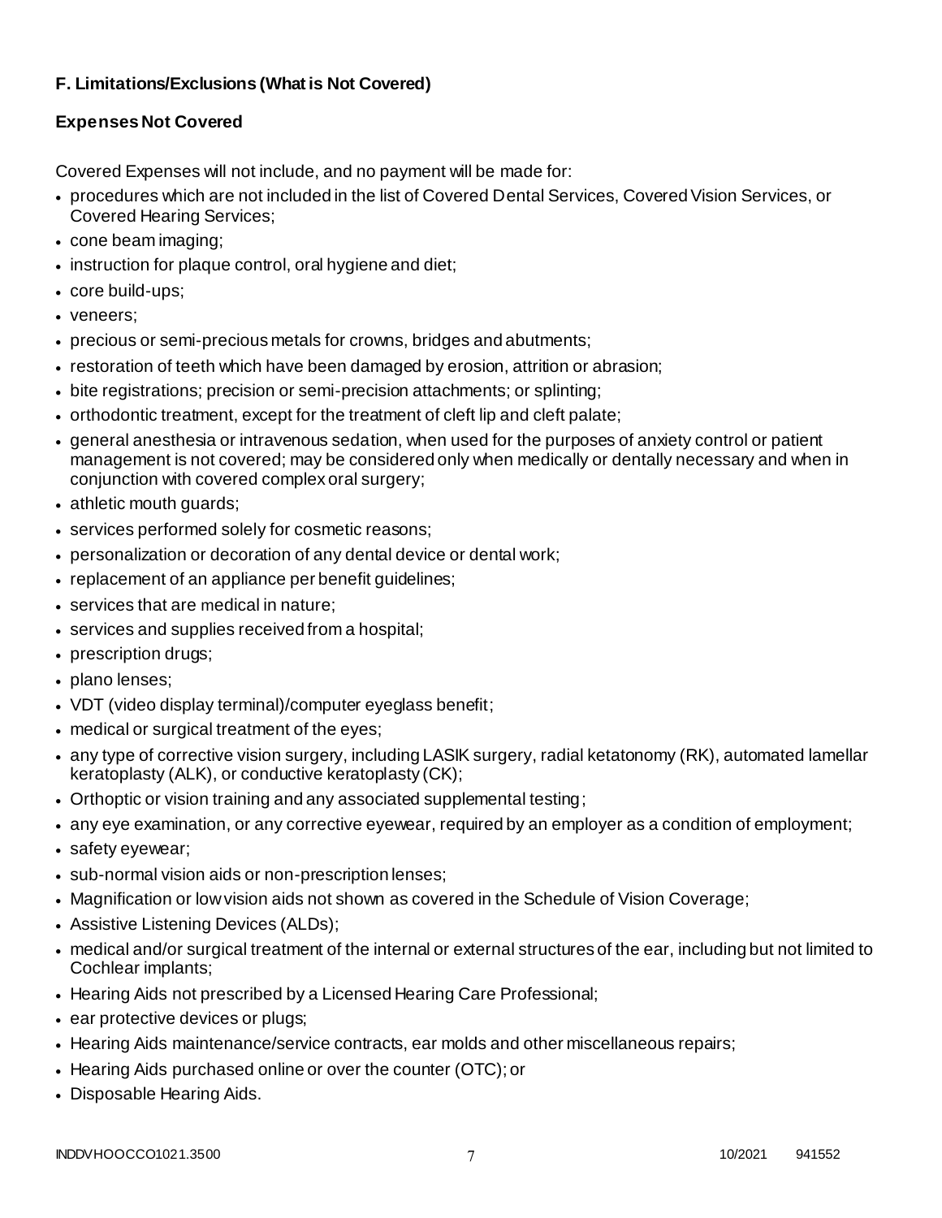### F. Limitations/Exclusions (What is Not Covered)

#### Expenses Not Covered

Covered Expenses will not include, and no payment will be made for:

- procedures which are not included in the list of Covered Dental Services, Covered Vision Services, or Covered Hearing Services;
- cone beam imaging;
- instruction for plaque control, oral hygiene and diet;
- core build-ups;
- veneers;
- precious or semi-precious metals for crowns, bridges and abutments;
- restoration of teeth which have been damaged by erosion, attrition or abrasion;
- bite registrations; precision or semi-precision attachments; or splinting;
- orthodontic treatment, except for the treatment of cleft lip and cleft palate;
- general anesthesia or intravenous sedation, when used for the purposes of anxiety control or patient management is not covered; may be considered only when medically or dentally necessary and when in conjunction with covered complex oral surgery;
- athletic mouth guards;
- services performed solely for cosmetic reasons;
- personalization or decoration of any dental device or dental work;
- replacement of an appliance per benefit guidelines;
- services that are medical in nature;
- services and supplies received from a hospital;
- prescription drugs;
- plano lenses;
- VDT (video display terminal)/computer eyeglass benefit;
- medical or surgical treatment of the eyes;
- any type of corrective vision surgery, including LASIK surgery, radial ketatonomy (RK), automated lamellar keratoplasty (ALK), or conductive keratoplasty (CK);
- Orthoptic or vision training and any associated supplemental testing;
- any eye examination, or any corrective eyewear, required by an employer as a condition of employment;
- safety eyewear;
- sub-normal vision aids or non-prescription lenses;
- Magnification or low vision aids not shown as covered in the Schedule of Vision Coverage;
- Assistive Listening Devices (ALDs);
- medical and/or surgical treatment of the internal or external structures of the ear, including but not limited to Cochlear implants;
- Hearing Aids not prescribed by a Licensed Hearing Care Professional;
- ear protective devices or plugs;
- Hearing Aids maintenance/service contracts, ear molds and other miscellaneous repairs;
- Hearing Aids purchased online or over the counter (OTC); or
- Disposable Hearing Aids.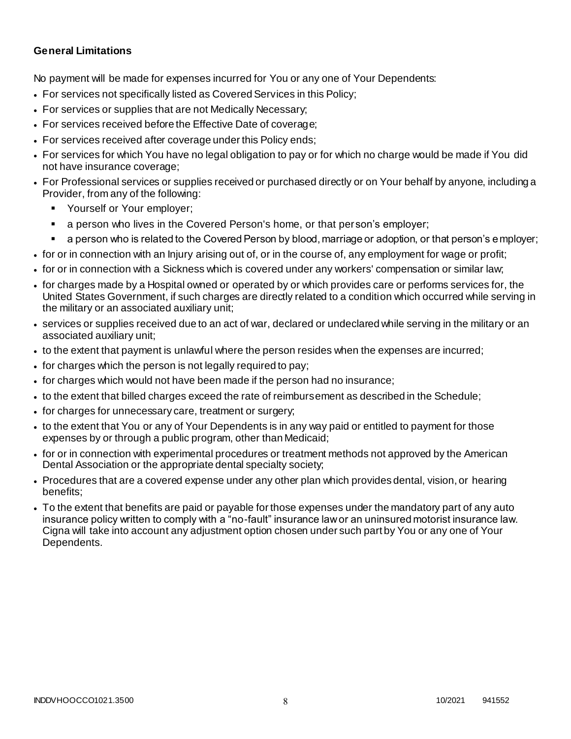**General Limitations**

No payment will be made for expenses incurred for You or any one of Your Dependents:

- For services not specifically listed as Covered Services in this Policy;
- For services or supplies that are not Medically Necessary;
- For services received before the Effective Date of coverage;
- For services received after coverage under this Policy ends;
- For services for which You have no legal obligation to pay or for which no charge would be made if You did not have insurance coverage;
- For Professional services or supplies received or purchased directly or on Your behalf by anyone, including a Provider, from any of the following:
  - Yourself or Your employer;
  - a person who lives in the Covered Person's home, or that person's employer;
  - a person who is related to the Covered Person by blood, marriage or adoption, or that person's employer;
- for or in connection with an Injury arising out of, or in the course of, any employment for wage or profit;
- for or in connection with a Sickness which is covered under any workers' compensation or similar law;
- for charges made by a Hospital owned or operated by or which provides care or performs services for, the United States Government, if such charges are directly related to a condition which occurred while serving in the military or an associated auxiliary unit;
- services or supplies received due to an act of war, declared or undeclared while serving in the military or an associated auxiliary unit;
- to the extent that payment is unlawful where the person resides when the expenses are incurred;
- for charges which the person is not legally required to pay;
- for charges which would not have been made if the person had no insurance;
- to the extent that billed charges exceed the rate of reimbursement as described in the Schedule;
- for charges for unnecessary care, treatment or surgery;
- to the extent that You or any of Your Dependents is in any way paid or entitled to payment for those expenses by or through a public program, other than Medicaid;
- for or in connection with experimental procedures or treatment methods not approved by the American Dental Association or the appropriate dental specialty society;
- Procedures that are a covered expense under any other plan which provides dental, vision, or hearing benefits;
- To the extent that benefits are paid or payable for those expenses under the mandatory part of any auto insurance policy written to comply with a "no-fault" insurance law or an uninsured motorist insurance law. Cigna will take into account any adjustment option chosen under such part by You or any one of Your Dependents.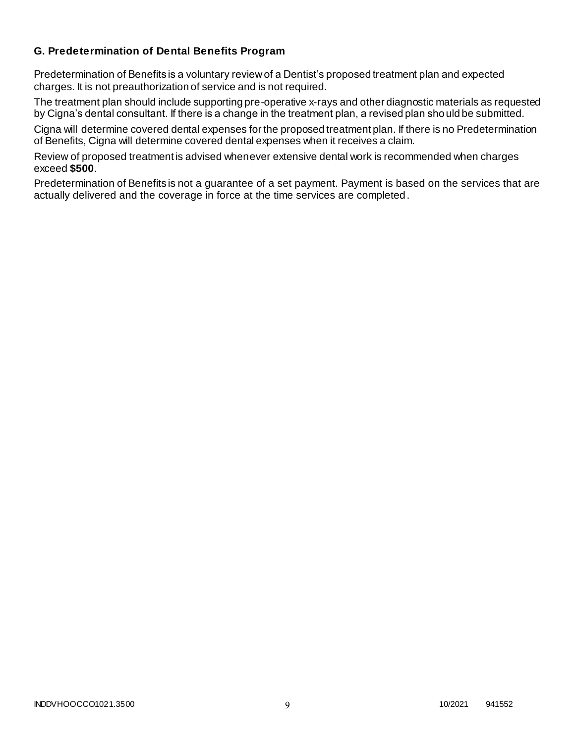### G. Predetermination of Dental Benefits Program

Predetermination of Benefits is a voluntary review of a Dentist's proposed treatment plan and expected charges. It is not preauthorization of service and is not required.

The treatment plan should include supporting pre-operative x-rays and other diagnostic materials as requested by Cigna's dental consultant. If there is a change in the treatment plan, a revised plan should be submitted.

Cigna will determine covered dental expenses for the proposed treatment plan. If there is no Predetermination of Benefits, Cigna will determine covered dental expenses when it receives a claim.

Review of proposed treatment is advised whenever extensive dental work is recommended when charges exceed **$500**.

Predetermination of Benefits is not a guarantee of a set payment. Payment is based on the services that are actually delivered and the coverage in force at the time services are completed.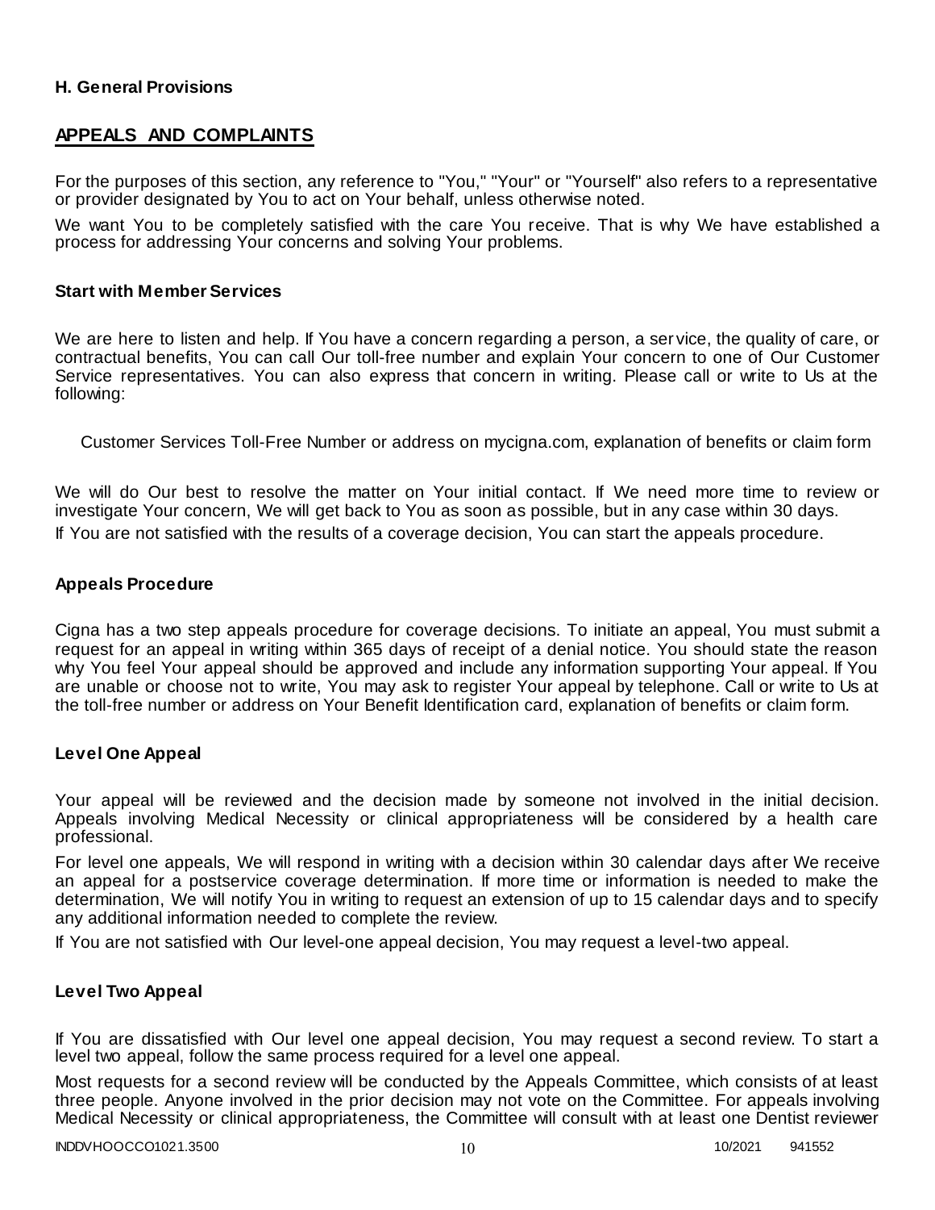### H. General Provisions

## APPEALS AND COMPLAINTS

For the purposes of this section, any reference to "You," "Your" or "Yourself" also refers to a representative or provider designated by You to act on Your behalf, unless otherwise noted.

We want You to be completely satisfied with the care You receive. That is why We have established a process for addressing Your concerns and solving Your problems.

### Start with Member Services

We are here to listen and help. If You have a concern regarding a person, a service, the quality of care, or contractual benefits, You can call Our toll-free number and explain Your concern to one of Our Customer Service representatives. You can also express that concern in writing. Please call or write to Us at the following:

Customer Services Toll-Free Number or address on mycigna.com, explanation of benefits or claim form

We will do Our best to resolve the matter on Your initial contact. If We need more time to review or investigate Your concern, We will get back to You as soon as possible, but in any case within 30 days.

If You are not satisfied with the results of a coverage decision, You can start the appeals procedure.

### Appeals Procedure

Cigna has a two step appeals procedure for coverage decisions. To initiate an appeal, You must submit a request for an appeal in writing within 365 days of receipt of a denial notice. You should state the reason why You feel Your appeal should be approved and include any information supporting Your appeal. If You are unable or choose not to write, You may ask to register Your appeal by telephone. Call or write to Us at the toll-free number or address on Your Benefit Identification card, explanation of benefits or claim form.

### Level One Appeal

Your appeal will be reviewed and the decision made by someone not involved in the initial decision. Appeals involving Medical Necessity or clinical appropriateness will be considered by a health care professional.

For level one appeals, We will respond in writing with a decision within 30 calendar days after We receive an appeal for a postservice coverage determination. If more time or information is needed to make the determination, We will notify You in writing to request an extension of up to 15 calendar days and to specify any additional information needed to complete the review.

If You are not satisfied with Our level-one appeal decision, You may request a level-two appeal.

### Level Two Appeal

If You are dissatisfied with Our level one appeal decision, You may request a second review. To start a level two appeal, follow the same process required for a level one appeal.

Most requests for a second review will be conducted by the Appeals Committee, which consists of at least three people. Anyone involved in the prior decision may not vote on the Committee. For appeals involving Medical Necessity or clinical appropriateness, the Committee will consult with at least one Dentist reviewer

INDDVHOOCCO1021.3500 10/2021 941552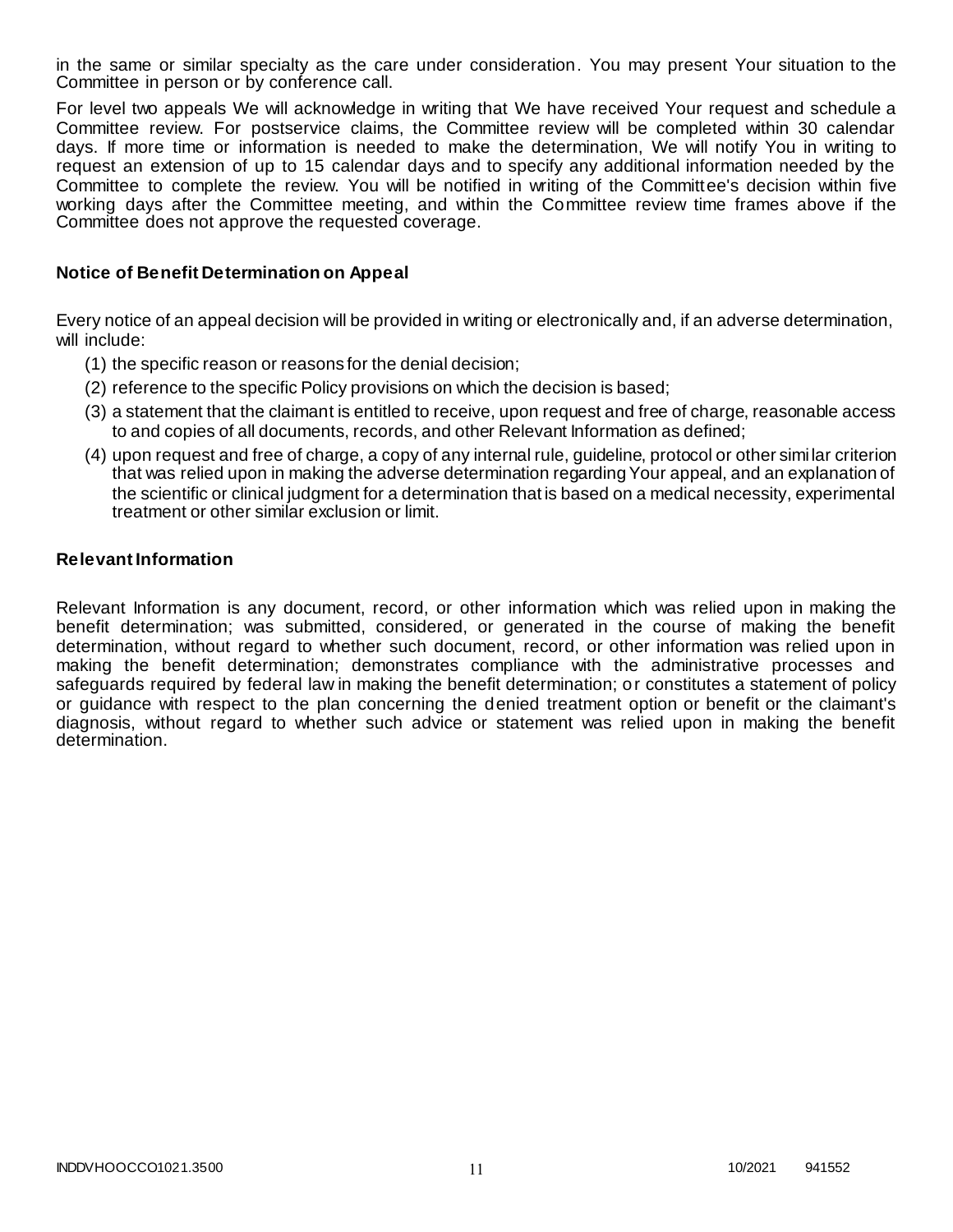in the same or similar specialty as the care under consideration. You may present Your situation to the Committee in person or by conference call.

For level two appeals We will acknowledge in writing that We have received Your request and schedule a Committee review. For postservice claims, the Committee review will be completed within 30 calendar days. If more time or information is needed to make the determination, We will notify You in writing to request an extension of up to 15 calendar days and to specify any additional information needed by the Committee to complete the review. You will be notified in writing of the Committee's decision within five working days after the Committee meeting, and within the Committee review time frames above if the Committee does not approve the requested coverage.

### Notice of Benefit Determination on Appeal

Every notice of an appeal decision will be provided in writing or electronically and, if an adverse determination, will include:

(1) the specific reason or reasons for the denial decision;

(2) reference to the specific Policy provisions on which the decision is based;

(3) a statement that the claimant is entitled to receive, upon request and free of charge, reasonable access to and copies of all documents, records, and other Relevant Information as defined;

(4) upon request and free of charge, a copy of any internal rule, guideline, protocol or other similar criterion that was relied upon in making the adverse determination regarding Your appeal, and an explanation of the scientific or clinical judgment for a determination that is based on a medical necessity, experimental treatment or other similar exclusion or limit.

### Relevant Information

Relevant Information is any document, record, or other information which was relied upon in making the benefit determination; was submitted, considered, or generated in the course of making the benefit determination, without regard to whether such document, record, or other information was relied upon in making the benefit determination; demonstrates compliance with the administrative processes and safeguards required by federal law in making the benefit determination; or constitutes a statement of policy or guidance with respect to the plan concerning the denied treatment option or benefit or the claimant's diagnosis, without regard to whether such advice or statement was relied upon in making the benefit determination.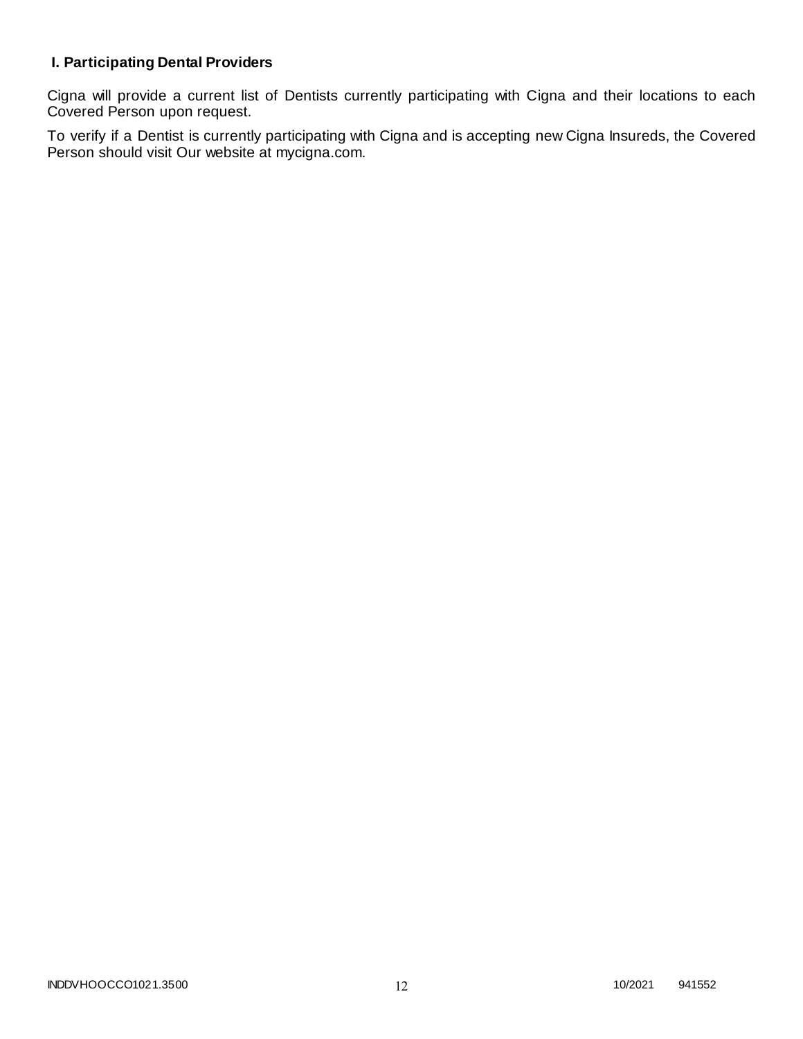### I. Participating Dental Providers

Cigna will provide a current list of Dentists currently participating with Cigna and their locations to each Covered Person upon request.

To verify if a Dentist is currently participating with Cigna and is accepting new Cigna Insureds, the Covered Person should visit Our website at mycigna.com.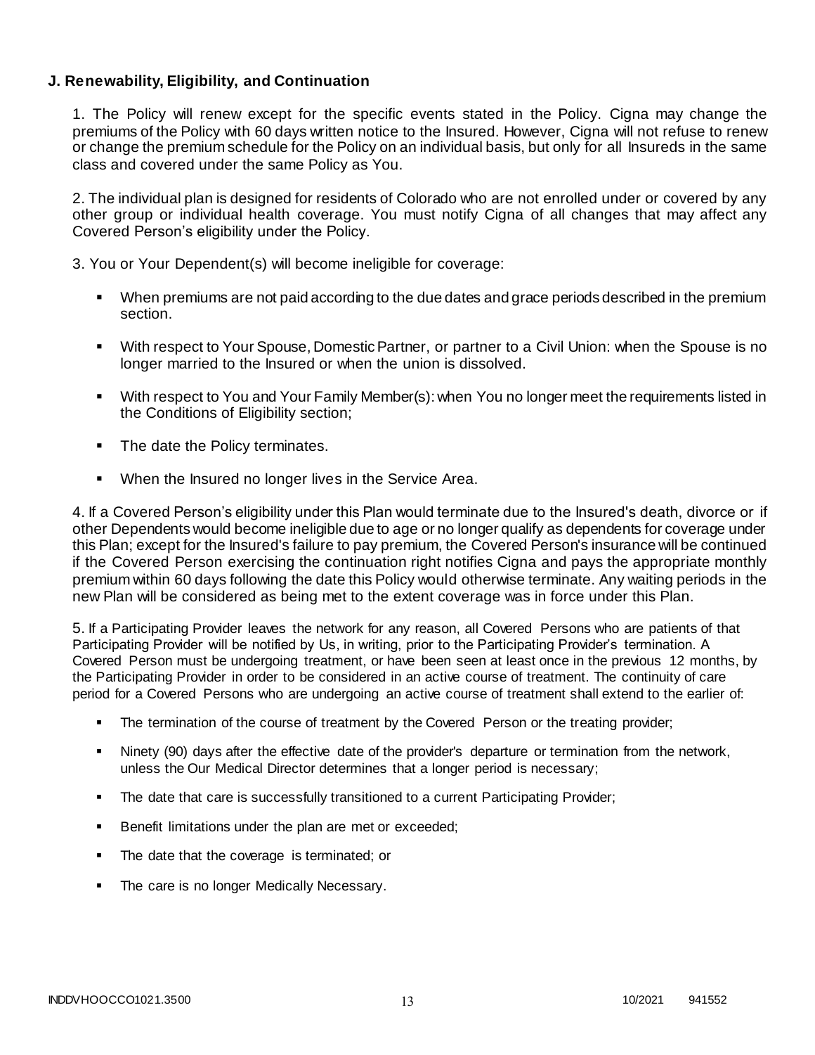**J. Renewability, Eligibility, and Continuation**

1. The Policy will renew except for the specific events stated in the Policy. Cigna may change the premiums of the Policy with 60 days written notice to the Insured. However, Cigna will not refuse to renew or change the premium schedule for the Policy on an individual basis, but only for all Insureds in the same class and covered under the same Policy as You.

2. The individual plan is designed for residents of Colorado who are not enrolled under or covered by any other group or individual health coverage. You must notify Cigna of all changes that may affect any Covered Person's eligibility under the Policy.

3. You or Your Dependent(s) will become ineligible for coverage:

- When premiums are not paid according to the due dates and grace periods described in the premium section.
- With respect to Your Spouse, Domestic Partner, or partner to a Civil Union: when the Spouse is no longer married to the Insured or when the union is dissolved.
- With respect to You and Your Family Member(s): when You no longer meet the requirements listed in the Conditions of Eligibility section;
- The date the Policy terminates.
- When the Insured no longer lives in the Service Area.

4. If a Covered Person's eligibility under this Plan would terminate due to the Insured's death, divorce or if other Dependents would become ineligible due to age or no longer qualify as dependents for coverage under this Plan; except for the Insured's failure to pay premium, the Covered Person's insurance will be continued if the Covered Person exercising the continuation right notifies Cigna and pays the appropriate monthly premium within 60 days following the date this Policy would otherwise terminate. Any waiting periods in the new Plan will be considered as being met to the extent coverage was in force under this Plan.

5. If a Participating Provider leaves the network for any reason, all Covered Persons who are patients of that Participating Provider will be notified by Us, in writing, prior to the Participating Provider's termination. A Covered Person must be undergoing treatment, or have been seen at least once in the previous 12 months, by the Participating Provider in order to be considered in an active course of treatment. The continuity of care period for a Covered Persons who are undergoing an active course of treatment shall extend to the earlier of:

- The termination of the course of treatment by the Covered Person or the treating provider;
- Ninety (90) days after the effective date of the provider's departure or termination from the network, unless the Our Medical Director determines that a longer period is necessary;
- The date that care is successfully transitioned to a current Participating Provider;
- Benefit limitations under the plan are met or exceeded;
- The date that the coverage is terminated; or
- The care is no longer Medically Necessary.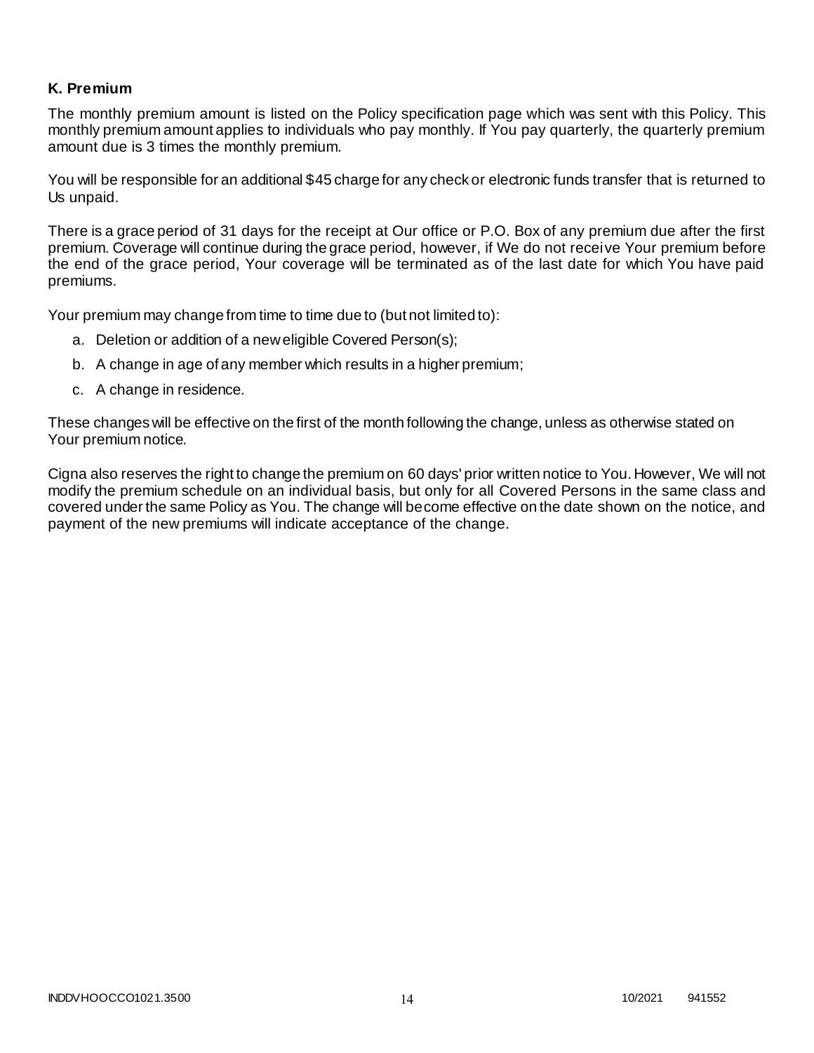### K. Premium

The monthly premium amount is listed on the Policy specification page which was sent with this Policy. This monthly premium amount applies to individuals who pay monthly. If You pay quarterly, the quarterly premium amount due is 3 times the monthly premium.

You will be responsible for an additional $45 charge for any check or electronic funds transfer that is returned to Us unpaid.

There is a grace period of 31 days for the receipt at Our office or P.O. Box of any premium due after the first premium. Coverage will continue during the grace period, however, if We do not receive Your premium before the end of the grace period, Your coverage will be terminated as of the last date for which You have paid premiums.

Your premium may change from time to time due to (but not limited to):

a. Deletion or addition of a new eligible Covered Person(s);
b. A change in age of any member which results in a higher premium;
c. A change in residence.

These changes will be effective on the first of the month following the change, unless as otherwise stated on Your premium notice.

Cigna also reserves the right to change the premium on 60 days' prior written notice to You. However, We will not modify the premium schedule on an individual basis, but only for all Covered Persons in the same class and covered under the same Policy as You. The change will become effective on the date shown on the notice, and payment of the new premiums will indicate acceptance of the change.